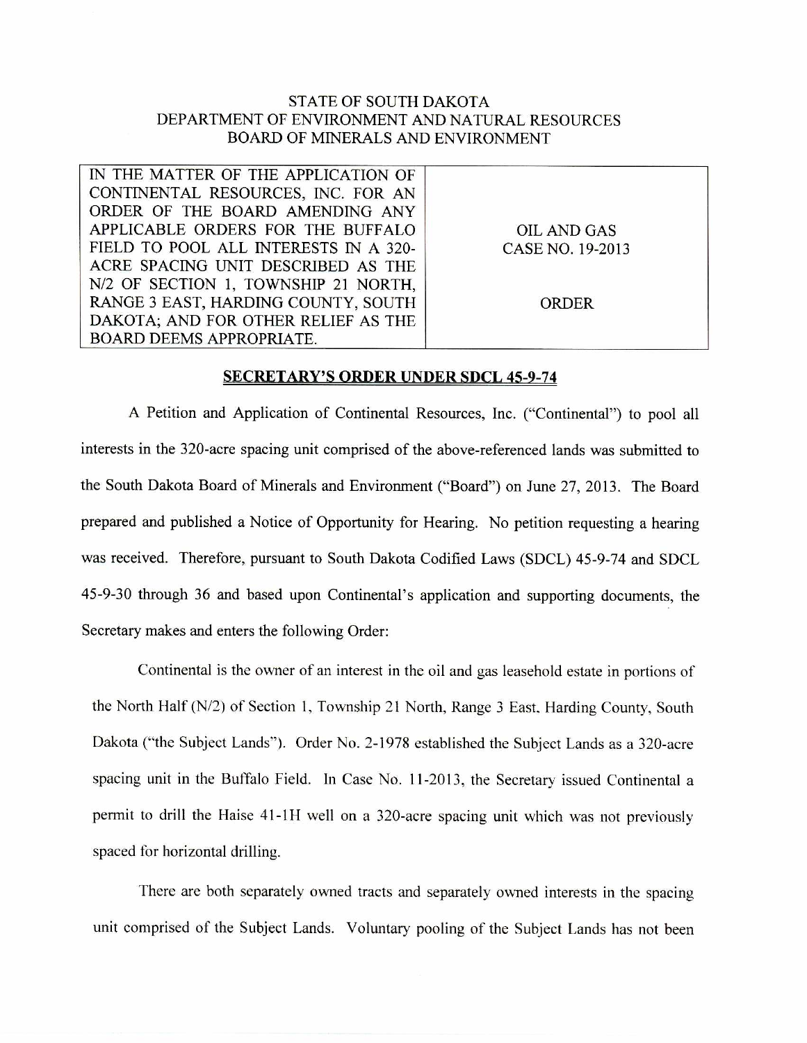STATE OF SOUTH DAKOTA
DEPARTMENT OF ENVIRONMENT AND NATURAL RESOURCES
BOARD OF MINERALS AND ENVIRONMENT

| IN THE MATTER OF THE APPLICATION OF CONTINENTAL RESOURCES, INC. FOR AN ORDER OF THE BOARD AMENDING ANY APPLICABLE ORDERS FOR THE BUFFALO FIELD TO POOL ALL INTERESTS IN A 320-ACRE SPACING UNIT DESCRIBED AS THE N/2 OF SECTION 1, TOWNSHIP 21 NORTH, RANGE 3 EAST, HARDING COUNTY, SOUTH DAKOTA; AND FOR OTHER RELIEF AS THE BOARD DEEMS APPROPRIATE. | OIL AND GAS CASE NO. 19-2013<br><br>ORDER |
|---|---|

**SECRETARY'S ORDER UNDER SDCL 45-9-74**

A Petition and Application of Continental Resources, Inc. ("Continental") to pool all interests in the 320-acre spacing unit comprised of the above-referenced lands was submitted to the South Dakota Board of Minerals and Environment ("Board") on June 27, 2013. The Board prepared and published a Notice of Opportunity for Hearing. No petition requesting a hearing was received. Therefore, pursuant to South Dakota Codified Laws (SDCL) 45-9-74 and SDCL 45-9-30 through 36 and based upon Continental's application and supporting documents, the Secretary makes and enters the following Order:

Continental is the owner of an interest in the oil and gas leasehold estate in portions of the North Half (N/2) of Section 1, Township 21 North, Range 3 East, Harding County, South Dakota ("the Subject Lands"). Order No. 2-1978 established the Subject Lands as a 320-acre spacing unit in the Buffalo Field. In Case No. 11-2013, the Secretary issued Continental a permit to drill the Haise 41-1H well on a 320-acre spacing unit which was not previously spaced for horizontal drilling.

There are both separately owned tracts and separately owned interests in the spacing unit comprised of the Subject Lands. Voluntary pooling of the Subject Lands has not been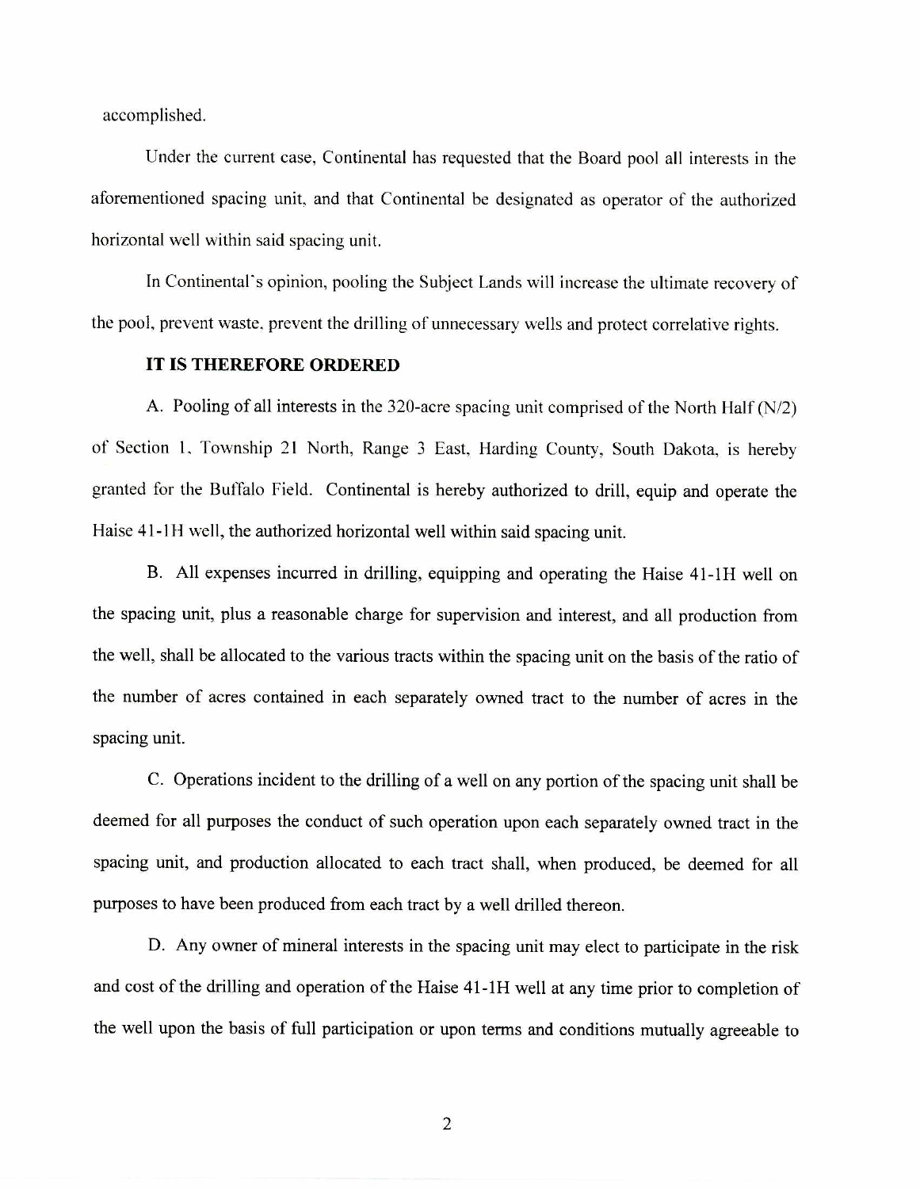accomplished.

Under the current case, Continental has requested that the Board pool all interests in the aforementioned spacing unit, and that Continental be designated as operator of the authorized horizontal well within said spacing unit.

In Continental's opinion, pooling the Subject Lands will increase the ultimate recovery of the pool, prevent waste, prevent the drilling of unnecessary wells and protect correlative rights.

**IT IS THEREFORE ORDERED**

A. Pooling of all interests in the 320-acre spacing unit comprised of the North Half (N/2) of Section 1, Township 21 North, Range 3 East, Harding County, South Dakota, is hereby granted for the Buffalo Field. Continental is hereby authorized to drill, equip and operate the Haise 41-1H well, the authorized horizontal well within said spacing unit.

B. All expenses incurred in drilling, equipping and operating the Haise 41-1H well on the spacing unit, plus a reasonable charge for supervision and interest, and all production from the well, shall be allocated to the various tracts within the spacing unit on the basis of the ratio of the number of acres contained in each separately owned tract to the number of acres in the spacing unit.

C. Operations incident to the drilling of a well on any portion of the spacing unit shall be deemed for all purposes the conduct of such operation upon each separately owned tract in the spacing unit, and production allocated to each tract shall, when produced, be deemed for all purposes to have been produced from each tract by a well drilled thereon.

D. Any owner of mineral interests in the spacing unit may elect to participate in the risk and cost of the drilling and operation of the Haise 41-1H well at any time prior to completion of the well upon the basis of full participation or upon terms and conditions mutually agreeable to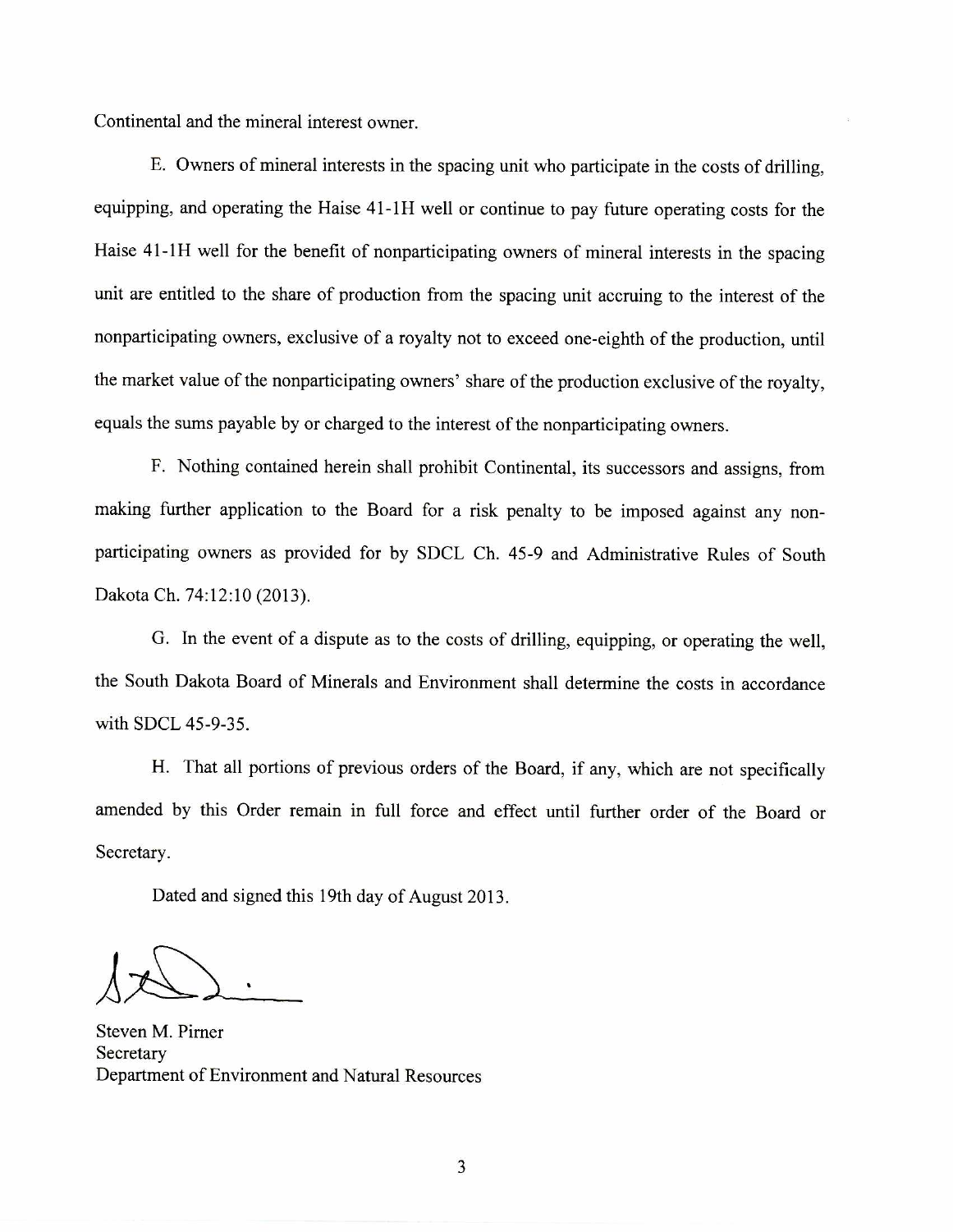Continental and the mineral interest owner.

E. Owners of mineral interests in the spacing unit who participate in the costs of drilling, equipping, and operating the Haise 41-1H well or continue to pay future operating costs for the Haise 41-1H well for the benefit of nonparticipating owners of mineral interests in the spacing unit are entitled to the share of production from the spacing unit accruing to the interest of the nonparticipating owners, exclusive of a royalty not to exceed one-eighth of the production, until the market value of the nonparticipating owners' share of the production exclusive of the royalty, equals the sums payable by or charged to the interest of the nonparticipating owners.

F. Nothing contained herein shall prohibit Continental, its successors and assigns, from making further application to the Board for a risk penalty to be imposed against any non-participating owners as provided for by SDCL Ch. 45-9 and Administrative Rules of South Dakota Ch. 74:12:10 (2013).

G. In the event of a dispute as to the costs of drilling, equipping, or operating the well, the South Dakota Board of Minerals and Environment shall determine the costs in accordance with SDCL 45-9-35.

H. That all portions of previous orders of the Board, if any, which are not specifically amended by this Order remain in full force and effect until further order of the Board or Secretary.

Dated and signed this 19th day of August 2013.

Steven M. Pirner
Secretary
Department of Environment and Natural Resources